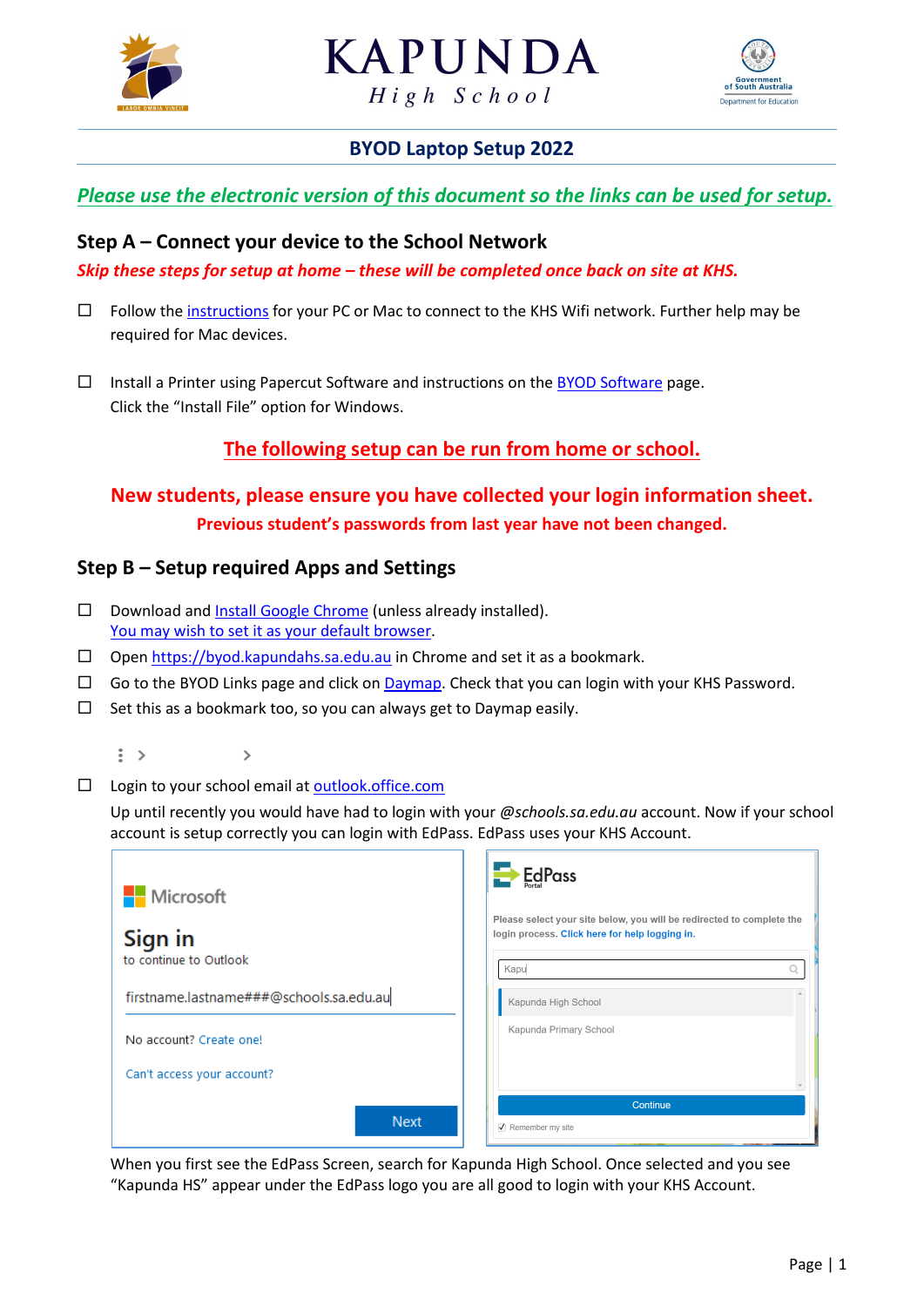# KAPUNDA High School

## BYOD Laptop Setup 2022

***Please use the electronic version of this document so the links can be used for setup.***

### Step A – Connect your device to the School Network

***Skip these steps for setup at home – these will be completed once back on site at KHS.***

- ☐ Follow the instructions for your PC or Mac to connect to the KHS Wifi network. Further help may be required for Mac devices.

- ☐ Install a Printer using Papercut Software and instructions on the BYOD Software page. Click the "Install File" option for Windows.

**The following setup can be run from home or school.**

**New students, please ensure you have collected your login information sheet.**

**Previous student's passwords from last year have not been changed.**

### Step B – Setup required Apps and Settings

- ☐ Download and Install Google Chrome (unless already installed). You may wish to set it as your default browser.
- ☐ Open https://byod.kapundahs.sa.edu.au in Chrome and set it as a bookmark.
- ☐ Go to the BYOD Links page and click on Daymap. Check that you can login with your KHS Password.
- ☐ Set this as a bookmark too, so you can always get to Daymap easily.

- ☐ Login to your school email at outlook.office.com

  Up until recently you would have had to login with your *@schools.sa.edu.au* account. Now if your school account is setup correctly you can login with EdPass. EdPass uses your KHS Account.

  When you first see the EdPass Screen, search for Kapunda High School. Once selected and you see "Kapunda HS" appear under the EdPass logo you are all good to login with your KHS Account.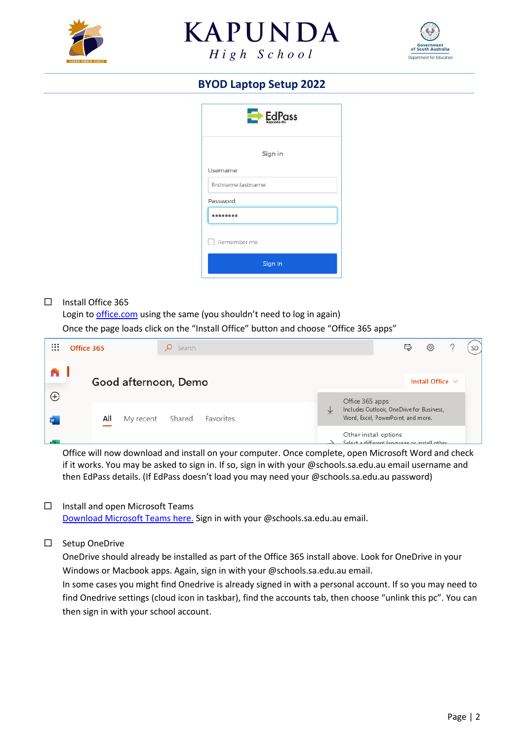# KAPUNDA High School

## BYOD Laptop Setup 2022

- [ ] Install Office 365

  Login to [office.com](office.com) using the same (you shouldn't need to log in again)

  Once the page loads click on the "Install Office" button and choose "Office 365 apps"

  Office will now download and install on your computer. Once complete, open Microsoft Word and check if it works. You may be asked to sign in. If so, sign in with your @schools.sa.edu.au email username and then EdPass details. (If EdPass doesn't load you may need your @schools.sa.edu.au password)

- [ ] Install and open Microsoft Teams

  Download Microsoft Teams here. Sign in with your @schools.sa.edu.au email.

- [ ] Setup OneDrive

  OneDrive should already be installed as part of the Office 365 install above. Look for OneDrive in your Windows or Macbook apps. Again, sign in with your @schools.sa.edu.au email.

  In some cases you might find Onedrive is already signed in with a personal account. If so you may need to find Onedrive settings (cloud icon in taskbar), find the accounts tab, then choose "unlink this pc". You can then sign in with your school account.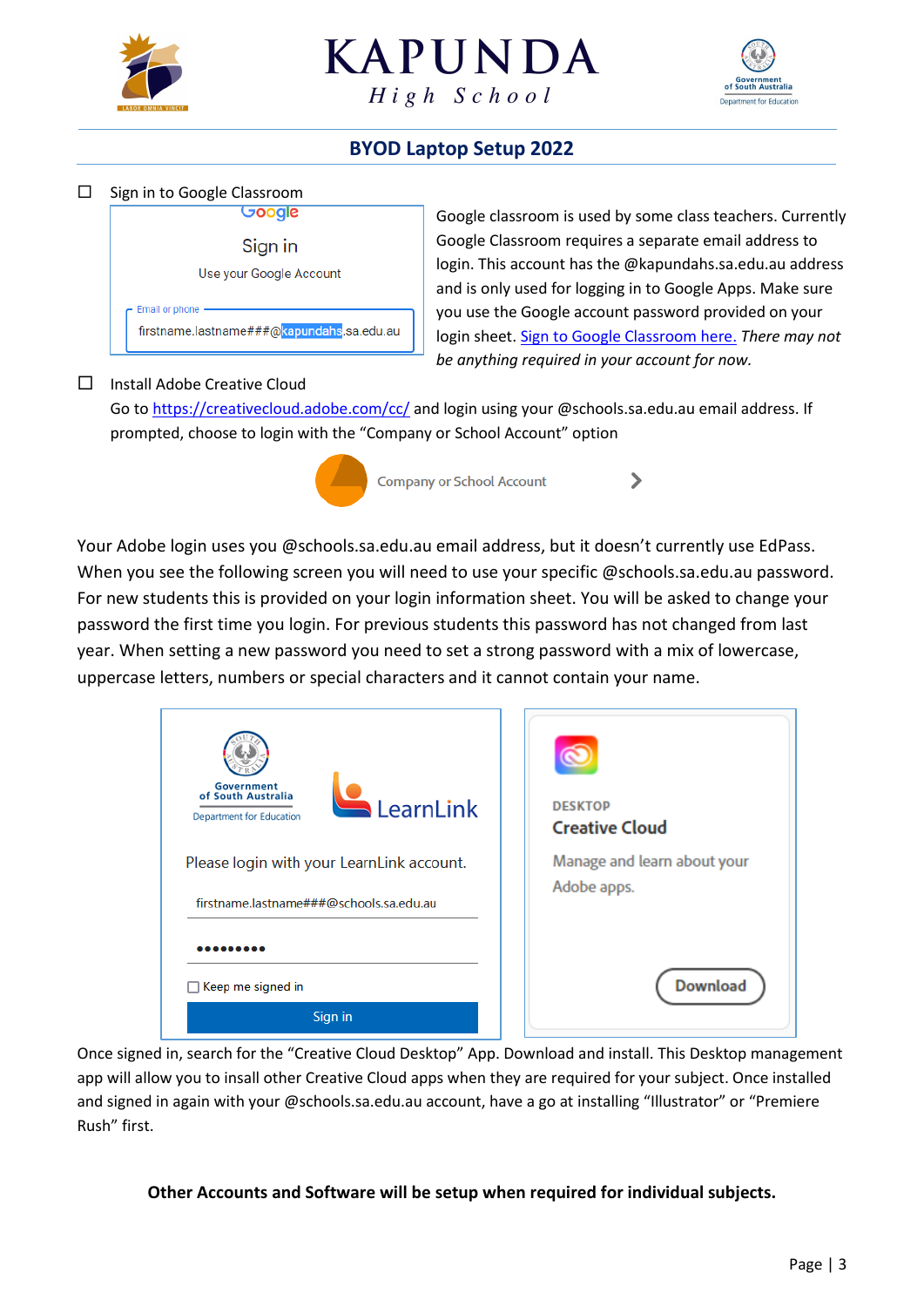# KAPUNDA High School

## BYOD Laptop Setup 2022

☐ Sign in to Google Classroom

Google

Sign in

Use your Google Account

Email or phone

firstname.lastname###@kapundahs.sa.edu.au

Google classroom is used by some class teachers. Currently Google Classroom requires a separate email address to login. This account has the @kapundahs.sa.edu.au address and is only used for logging in to Google Apps. Make sure you use the Google account password provided on your login sheet. Sign to Google Classroom here. *There may not be anything required in your account for now.*

☐ Install Adobe Creative Cloud

Go to https://creativecloud.adobe.com/cc/ and login using your @schools.sa.edu.au email address. If prompted, choose to login with the "Company or School Account" option

Company or School Account

Your Adobe login uses you @schools.sa.edu.au email address, but it doesn't currently use EdPass. When you see the following screen you will need to use your specific @schools.sa.edu.au password. For new students this is provided on your login information sheet. You will be asked to change your password the first time you login. For previous students this password has not changed from last year. When setting a new password you need to set a strong password with a mix of lowercase, uppercase letters, numbers or special characters and it cannot contain your name.

Government of South Australia
Department for Education

LearnLink

Please login with your LearnLink account.

firstname.lastname###@schools.sa.edu.au

•••••••••

☐ Keep me signed in

Sign in

DESKTOP
Creative Cloud

Manage and learn about your Adobe apps.

Download

Once signed in, search for the "Creative Cloud Desktop" App. Download and install. This Desktop management app will allow you to insall other Creative Cloud apps when they are required for your subject. Once installed and signed in again with your @schools.sa.edu.au account, have a go at installing "Illustrator" or "Premiere Rush" first.

**Other Accounts and Software will be setup when required for individual subjects.**